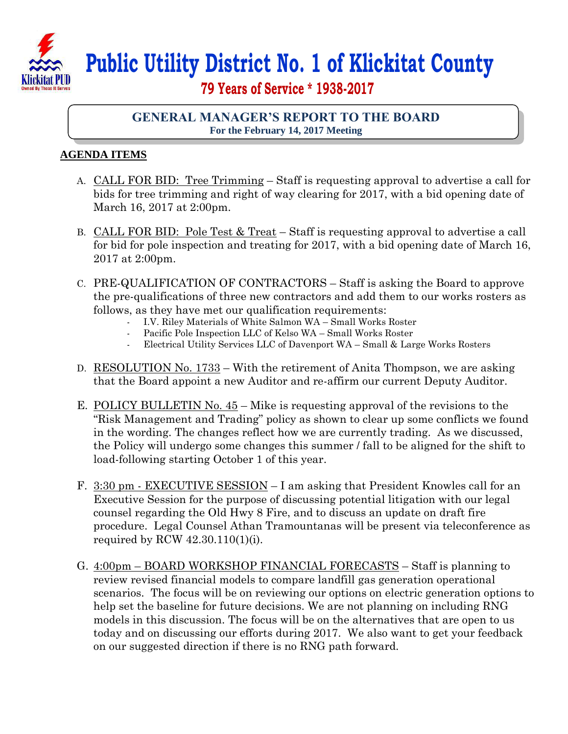# Public Utility District No. 1 of Klickitat County

**79 Years of Service * 1938-2017**

## GENERAL MANAGER'S REPORT TO THE BOARD

**For the February 14, 2017 Meeting**

**AGENDA ITEMS**

A. CALL FOR BID: Tree Trimming – Staff is requesting approval to advertise a call for bids for tree trimming and right of way clearing for 2017, with a bid opening date of March 16, 2017 at 2:00pm.

B. CALL FOR BID: Pole Test & Treat – Staff is requesting approval to advertise a call for bid for pole inspection and treating for 2017, with a bid opening date of March 16, 2017 at 2:00pm.

C. PRE-QUALIFICATION OF CONTRACTORS – Staff is asking the Board to approve the pre-qualifications of three new contractors and add them to our works rosters as follows, as they have met our qualification requirements:
   - I.V. Riley Materials of White Salmon WA – Small Works Roster
   - Pacific Pole Inspection LLC of Kelso WA – Small Works Roster
   - Electrical Utility Services LLC of Davenport WA – Small & Large Works Rosters

D. RESOLUTION No. 1733 – With the retirement of Anita Thompson, we are asking that the Board appoint a new Auditor and re-affirm our current Deputy Auditor.

E. POLICY BULLETIN No. 45 – Mike is requesting approval of the revisions to the "Risk Management and Trading" policy as shown to clear up some conflicts we found in the wording. The changes reflect how we are currently trading. As we discussed, the Policy will undergo some changes this summer / fall to be aligned for the shift to load-following starting October 1 of this year.

F. 3:30 pm - EXECUTIVE SESSION – I am asking that President Knowles call for an Executive Session for the purpose of discussing potential litigation with our legal counsel regarding the Old Hwy 8 Fire, and to discuss an update on draft fire procedure. Legal Counsel Athan Tramountanas will be present via teleconference as required by RCW 42.30.110(1)(i).

G. 4:00pm – BOARD WORKSHOP FINANCIAL FORECASTS – Staff is planning to review revised financial models to compare landfill gas generation operational scenarios. The focus will be on reviewing our options on electric generation options to help set the baseline for future decisions. We are not planning on including RNG models in this discussion. The focus will be on the alternatives that are open to us today and on discussing our efforts during 2017. We also want to get your feedback on our suggested direction if there is no RNG path forward.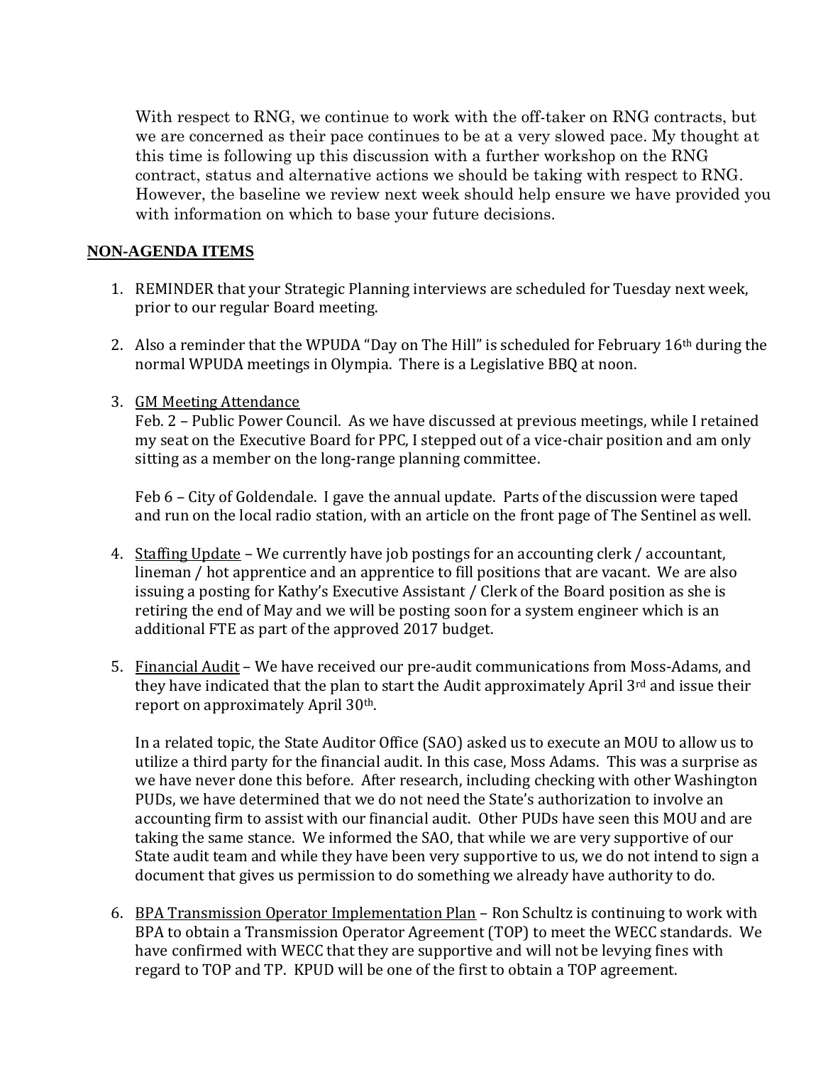With respect to RNG, we continue to work with the off-taker on RNG contracts, but we are concerned as their pace continues to be at a very slowed pace. My thought at this time is following up this discussion with a further workshop on the RNG contract, status and alternative actions we should be taking with respect to RNG. However, the baseline we review next week should help ensure we have provided you with information on which to base your future decisions.

## NON-AGENDA ITEMS

1. REMINDER that your Strategic Planning interviews are scheduled for Tuesday next week, prior to our regular Board meeting.

2. Also a reminder that the WPUDA "Day on The Hill" is scheduled for February 16th during the normal WPUDA meetings in Olympia. There is a Legislative BBQ at noon.

3. GM Meeting Attendance
   Feb. 2 – Public Power Council. As we have discussed at previous meetings, while I retained my seat on the Executive Board for PPC, I stepped out of a vice-chair position and am only sitting as a member on the long-range planning committee.

   Feb 6 – City of Goldendale. I gave the annual update. Parts of the discussion were taped and run on the local radio station, with an article on the front page of The Sentinel as well.

4. Staffing Update – We currently have job postings for an accounting clerk / accountant, lineman / hot apprentice and an apprentice to fill positions that are vacant. We are also issuing a posting for Kathy's Executive Assistant / Clerk of the Board position as she is retiring the end of May and we will be posting soon for a system engineer which is an additional FTE as part of the approved 2017 budget.

5. Financial Audit – We have received our pre-audit communications from Moss-Adams, and they have indicated that the plan to start the Audit approximately April 3rd and issue their report on approximately April 30th.

   In a related topic, the State Auditor Office (SAO) asked us to execute an MOU to allow us to utilize a third party for the financial audit. In this case, Moss Adams. This was a surprise as we have never done this before. After research, including checking with other Washington PUDs, we have determined that we do not need the State's authorization to involve an accounting firm to assist with our financial audit. Other PUDs have seen this MOU and are taking the same stance. We informed the SAO, that while we are very supportive of our State audit team and while they have been very supportive to us, we do not intend to sign a document that gives us permission to do something we already have authority to do.

6. BPA Transmission Operator Implementation Plan – Ron Schultz is continuing to work with BPA to obtain a Transmission Operator Agreement (TOP) to meet the WECC standards. We have confirmed with WECC that they are supportive and will not be levying fines with regard to TOP and TP. KPUD will be one of the first to obtain a TOP agreement.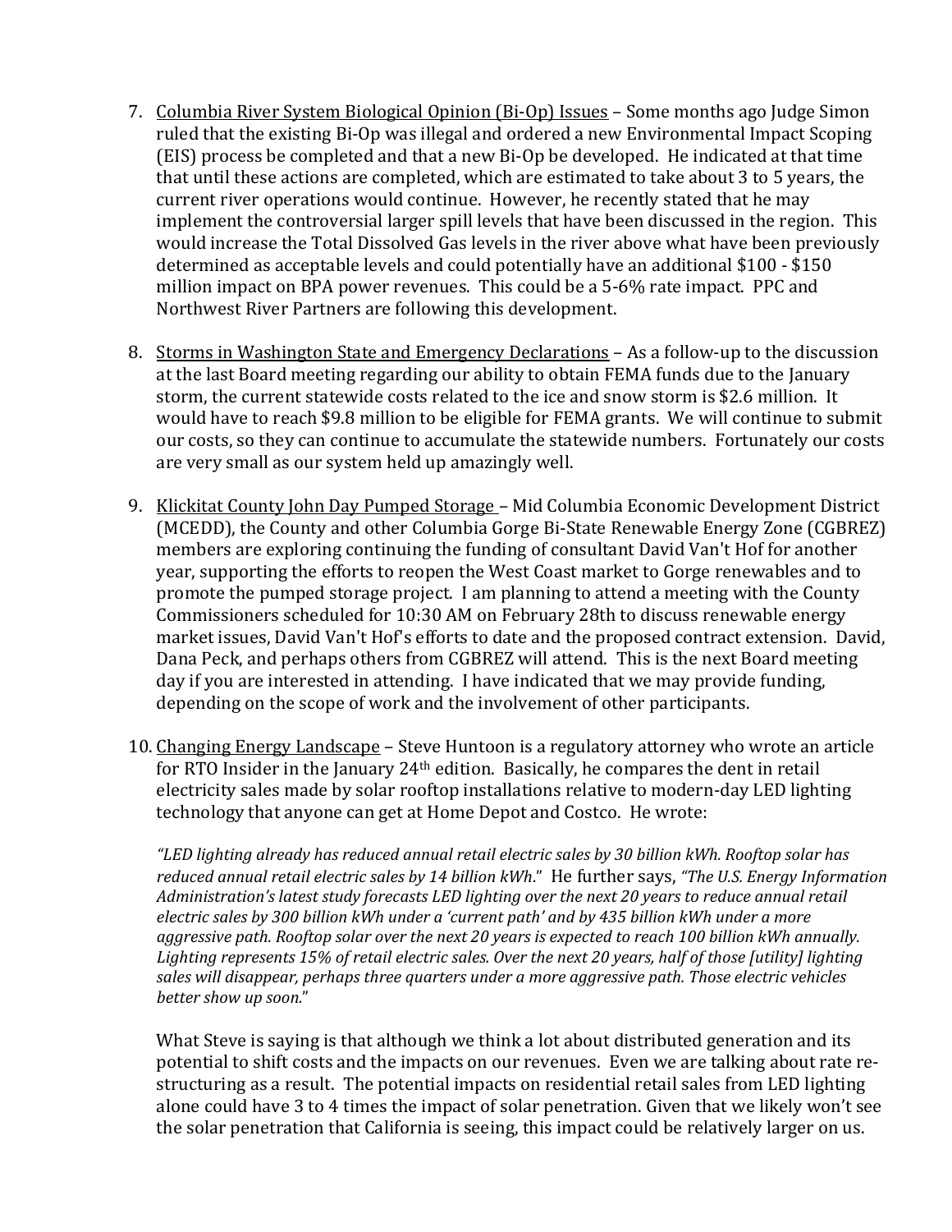7. <u>Columbia River System Biological Opinion (Bi-Op) Issues</u> – Some months ago Judge Simon ruled that the existing Bi-Op was illegal and ordered a new Environmental Impact Scoping (EIS) process be completed and that a new Bi-Op be developed. He indicated at that time that until these actions are completed, which are estimated to take about 3 to 5 years, the current river operations would continue. However, he recently stated that he may implement the controversial larger spill levels that have been discussed in the region. This would increase the Total Dissolved Gas levels in the river above what have been previously determined as acceptable levels and could potentially have an additional $100 - $150 million impact on BPA power revenues. This could be a 5-6% rate impact. PPC and Northwest River Partners are following this development.

8. <u>Storms in Washington State and Emergency Declarations</u> – As a follow-up to the discussion at the last Board meeting regarding our ability to obtain FEMA funds due to the January storm, the current statewide costs related to the ice and snow storm is $2.6 million. It would have to reach $9.8 million to be eligible for FEMA grants. We will continue to submit our costs, so they can continue to accumulate the statewide numbers. Fortunately our costs are very small as our system held up amazingly well.

9. <u>Klickitat County John Day Pumped Storage</u> – Mid Columbia Economic Development District (MCEDD), the County and other Columbia Gorge Bi-State Renewable Energy Zone (CGBREZ) members are exploring continuing the funding of consultant David Van't Hof for another year, supporting the efforts to reopen the West Coast market to Gorge renewables and to promote the pumped storage project. I am planning to attend a meeting with the County Commissioners scheduled for 10:30 AM on February 28th to discuss renewable energy market issues, David Van't Hof's efforts to date and the proposed contract extension. David, Dana Peck, and perhaps others from CGBREZ will attend. This is the next Board meeting day if you are interested in attending. I have indicated that we may provide funding, depending on the scope of work and the involvement of other participants.

10. <u>Changing Energy Landscape</u> – Steve Huntoon is a regulatory attorney who wrote an article for RTO Insider in the January 24th edition. Basically, he compares the dent in retail electricity sales made by solar rooftop installations relative to modern-day LED lighting technology that anyone can get at Home Depot and Costco. He wrote:

    *"LED lighting already has reduced annual retail electric sales by 30 billion kWh. Rooftop solar has reduced annual retail electric sales by 14 billion kWh."* He further says, *"The U.S. Energy Information Administration's latest study forecasts LED lighting over the next 20 years to reduce annual retail electric sales by 300 billion kWh under a 'current path' and by 435 billion kWh under a more aggressive path. Rooftop solar over the next 20 years is expected to reach 100 billion kWh annually. Lighting represents 15% of retail electric sales. Over the next 20 years, half of those [utility] lighting sales will disappear, perhaps three quarters under a more aggressive path. Those electric vehicles better show up soon."*

    What Steve is saying is that although we think a lot about distributed generation and its potential to shift costs and the impacts on our revenues. Even we are talking about rate re-structuring as a result. The potential impacts on residential retail sales from LED lighting alone could have 3 to 4 times the impact of solar penetration. Given that we likely won't see the solar penetration that California is seeing, this impact could be relatively larger on us.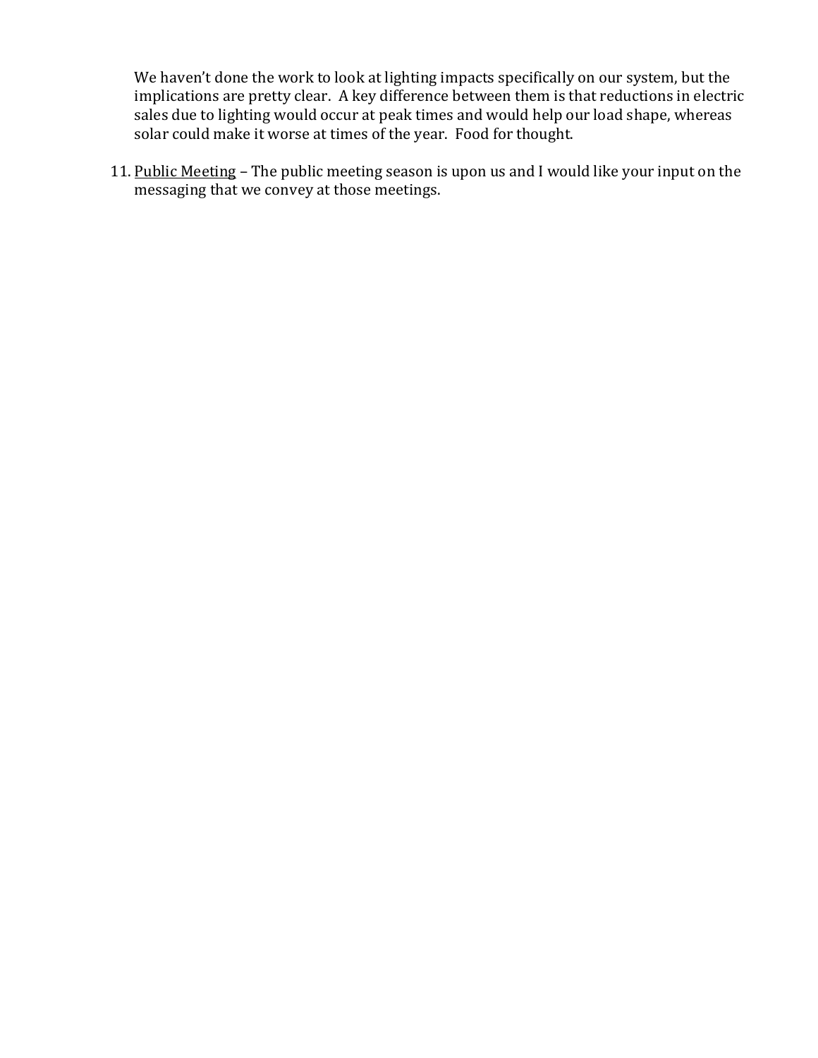We haven't done the work to look at lighting impacts specifically on our system, but the implications are pretty clear. A key difference between them is that reductions in electric sales due to lighting would occur at peak times and would help our load shape, whereas solar could make it worse at times of the year. Food for thought.

11. <u>Public Meeting</u> – The public meeting season is upon us and I would like your input on the messaging that we convey at those meetings.